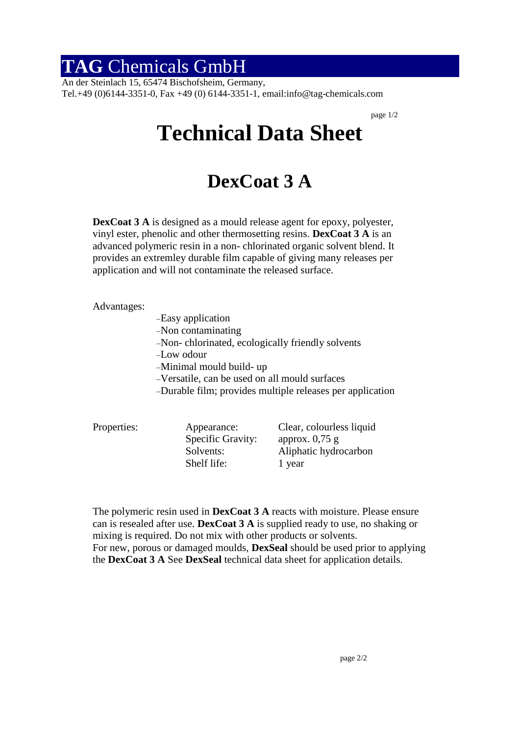# TAG Chemicals GmbH

An der Steinlach 15, 65474 Bischofsheim, Germany,
Tel.+49 (0)6144-3351-0, Fax +49 (0) 6144-3351-1, email:info@tag-chemicals.com

# Technical Data Sheet

## DexCoat 3 A

**DexCoat 3 A** is designed as a mould release agent for epoxy, polyester, vinyl ester, phenolic and other thermosetting resins. **DexCoat 3 A** is an advanced polymeric resin in a non- chlorinated organic solvent blend. It provides an extremley durable film capable of giving many releases per application and will not contaminate the released surface.

Advantages:

- Easy application
- Non contaminating
- Non- chlorinated, ecologically friendly solvents
- Low odour
- Minimal mould build- up
- Versatile, can be used on all mould surfaces
- Durable film; provides multiple releases per application

Properties:

| | |
|---|---|
| Appearance: | Clear, colourless liquid |
| Specific Gravity: | approx. 0,75 g |
| Solvents: | Aliphatic hydrocarbon |
| Shelf life: | 1 year |

The polymeric resin used in **DexCoat 3 A** reacts with moisture. Please ensure can is resealed after use. **DexCoat 3 A** is supplied ready to use, no shaking or mixing is required. Do not mix with other products or solvents.
For new, porous or damaged moulds, **DexSeal** should be used prior to applying the **DexCoat 3 A** See **DexSeal** technical data sheet for application details.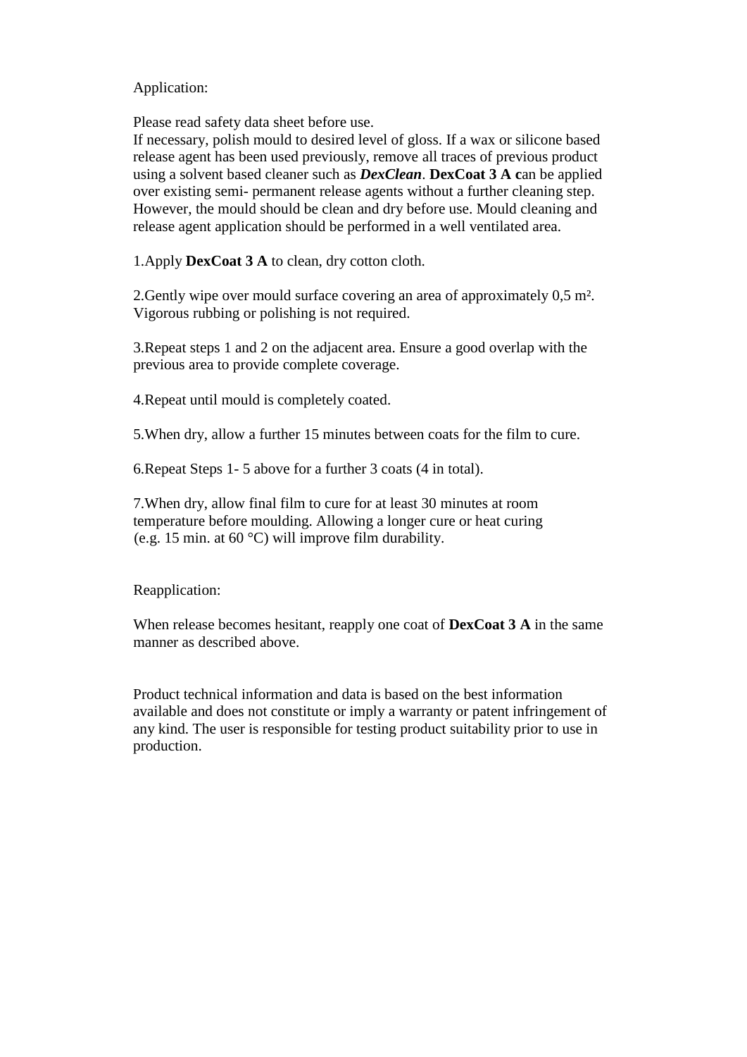Application:

Please read safety data sheet before use.
If necessary, polish mould to desired level of gloss. If a wax or silicone based release agent has been used previously, remove all traces of previous product using a solvent based cleaner such as ***DexClean***. **DexCoat 3 A c**an be applied over existing semi- permanent release agents without a further cleaning step. However, the mould should be clean and dry before use. Mould cleaning and release agent application should be performed in a well ventilated area.

1.Apply **DexCoat 3 A** to clean, dry cotton cloth.

2.Gently wipe over mould surface covering an area of approximately 0,5 m². Vigorous rubbing or polishing is not required.

3.Repeat steps 1 and 2 on the adjacent area. Ensure a good overlap with the previous area to provide complete coverage.

4.Repeat until mould is completely coated.

5.When dry, allow a further 15 minutes between coats for the film to cure.

6.Repeat Steps 1- 5 above for a further 3 coats (4 in total).

7.When dry, allow final film to cure for at least 30 minutes at room temperature before moulding. Allowing a longer cure or heat curing (e.g. 15 min. at 60 °C) will improve film durability.

Reapplication:

When release becomes hesitant, reapply one coat of **DexCoat 3 A** in the same manner as described above.

Product technical information and data is based on the best information available and does not constitute or imply a warranty or patent infringement of any kind. The user is responsible for testing product suitability prior to use in production.